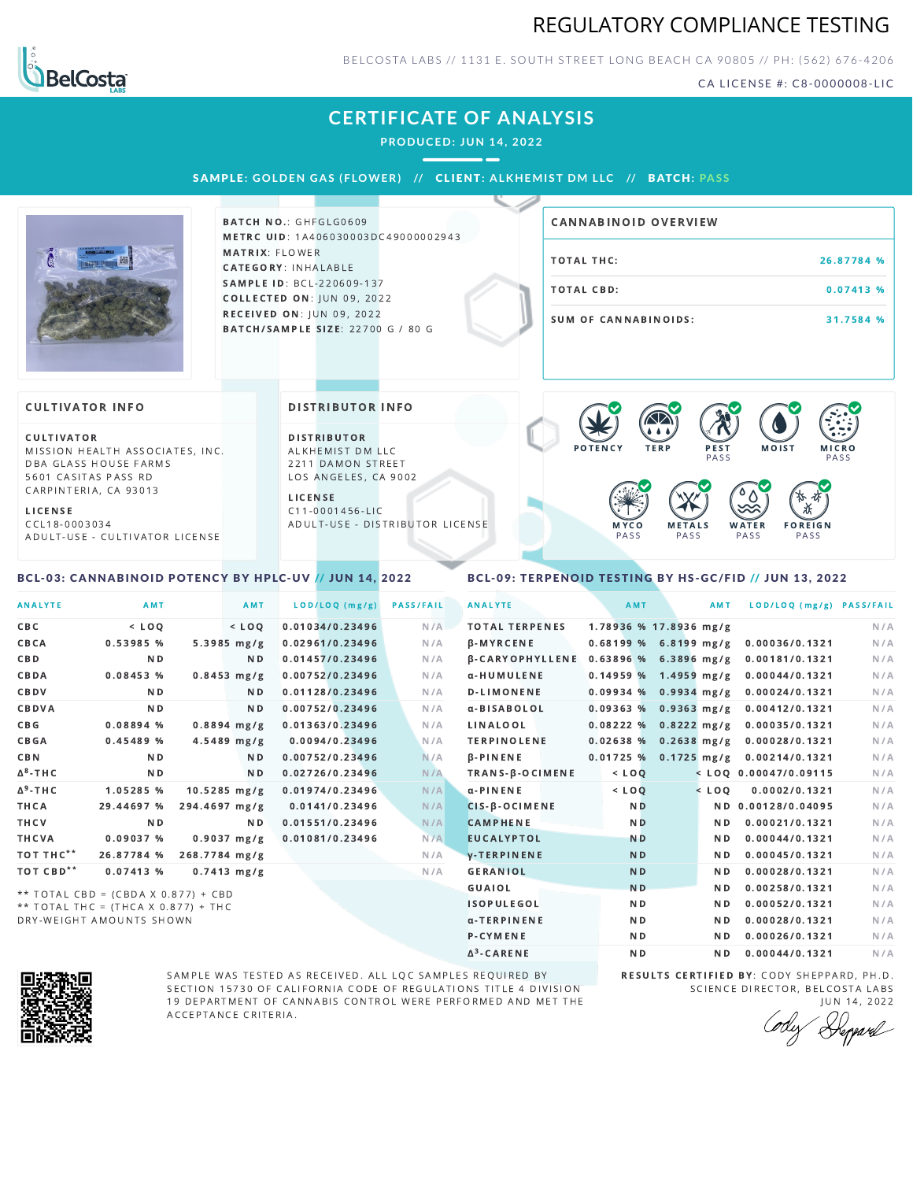# REGULATORY COMPLIANCE TESTING

BELCOSTA LABS // 1131 E. SOUTH STREET LONG BEACH CA 90805 // PH: (562) 676-4206

CA LICENSE #: C8-0000008-LIC

## CERTIFICATE OF ANALYSIS

**PRODUCED: JUN 14, 2022**

**SAMPLE: GOLDEN GAS (FLOWER) // CLIENT: ALKHEMIST DM LLC // BATCH: PASS**

**BATCH NO.**: GHFGLG0609
**METRC UID**: 1A406030003DC49000002943
**MATRIX**: FLOWER
**CATEGORY**: INHALABLE
**SAMPLE ID**: BCL-220609-137
**COLLECTED ON**: JUN 09, 2022
**RECEIVED ON**: JUN 09, 2022
**BATCH/SAMPLE SIZE**: 22700 G / 80 G

### CANNABINOID OVERVIEW

| | |
|---|---|
| TOTAL THC: | 26.87784 % |
| TOTAL CBD: | 0.07413 % |
| SUM OF CANNABINOIDS: | 31.7584 % |

### CULTIVATOR INFO

**CULTIVATOR**
MISSION HEALTH ASSOCIATES, INC.
DBA GLASS HOUSE FARMS
5601 CASITAS PASS RD
CARPINTERIA, CA 93013

**LICENSE**
CCL18-0003034
ADULT-USE - CULTIVATOR LICENSE

### DISTRIBUTOR INFO

**DISTRIBUTOR**
ALKHEMIST DM LLC
2211 DAMON STREET
LOS ANGELES, CA 9002

**LICENSE**
C11-0001456-LIC
ADULT-USE - DISTRIBUTOR LICENSE

POTENCY | TERP | PEST PASS | MOIST | MICRO PASS | MYCO PASS | METALS PASS | WATER PASS | FOREIGN PASS

### BCL-03: CANNABINOID POTENCY BY HPLC-UV // JUN 14, 2022

| ANALYTE | AMT | AMT | LOD/LOQ (mg/g) | PASS/FAIL |
|---|---|---|---|---|
| CBC | < LOQ | < LOQ | 0.01034/0.23496 | N/A |
| CBCA | 0.53985 % | 5.3985 mg/g | 0.02961/0.23496 | N/A |
| CBD | ND | ND | 0.01457/0.23496 | N/A |
| CBDA | 0.08453 % | 0.8453 mg/g | 0.00752/0.23496 | N/A |
| CBDV | ND | ND | 0.01128/0.23496 | N/A |
| CBDVA | ND | ND | 0.00752/0.23496 | N/A |
| CBG | 0.08894 % | 0.8894 mg/g | 0.01363/0.23496 | N/A |
| CBGA | 0.45489 % | 4.5489 mg/g | 0.0094/0.23496 | N/A |
| CBN | ND | ND | 0.00752/0.23496 | N/A |
| $\Delta^8$-THC | ND | ND | 0.02726/0.23496 | N/A |
| $\Delta^9$-THC | 1.05285 % | 10.5285 mg/g | 0.01974/0.23496 | N/A |
| THCA | 29.44697 % | 294.4697 mg/g | 0.0141/0.23496 | N/A |
| THCV | ND | ND | 0.01551/0.23496 | N/A |
| THCVA | 0.09037 % | 0.9037 mg/g | 0.01081/0.23496 | N/A |
| TOT THC** | 26.87784 % | 268.7784 mg/g | | N/A |
| TOT CBD** | 0.07413 % | 0.7413 mg/g | | N/A |

** TOTAL CBD = (CBDA X 0.877) + CBD
** TOTAL THC = (THCA X 0.877) + THC
DRY-WEIGHT AMOUNTS SHOWN

### BCL-09: TERPENOID TESTING BY HS-GC/FID // JUN 13, 2022

| ANALYTE | AMT | AMT | LOD/LOQ (mg/g) | PASS/FAIL |
|---|---|---|---|---|
| TOTAL TERPENES | 1.78936 % | 17.8936 mg/g | | N/A |
| β-MYRCENE | 0.68199 % | 6.8199 mg/g | 0.00036/0.1321 | N/A |
| β-CARYOPHYLLENE | 0.63896 % | 6.3896 mg/g | 0.00181/0.1321 | N/A |
| α-HUMULENE | 0.14959 % | 1.4959 mg/g | 0.00044/0.1321 | N/A |
| D-LIMONENE | 0.09934 % | 0.9934 mg/g | 0.00024/0.1321 | N/A |
| α-BISABOLOL | 0.09363 % | 0.9363 mg/g | 0.00412/0.1321 | N/A |
| LINALOOL | 0.08222 % | 0.8222 mg/g | 0.00035/0.1321 | N/A |
| TERPINOLENE | 0.02638 % | 0.2638 mg/g | 0.00028/0.1321 | N/A |
| β-PINENE | 0.01725 % | 0.1725 mg/g | 0.00214/0.1321 | N/A |
| TRANS-β-OCIMENE | < LOQ | < LOQ | 0.00047/0.09115 | N/A |
| α-PINENE | < LOQ | < LOQ | 0.0002/0.1321 | N/A |
| CIS-β-OCIMENE | ND | ND | 0.00128/0.04095 | N/A |
| CAMPHENE | ND | ND | 0.00021/0.1321 | N/A |
| EUCALYPTOL | ND | ND | 0.00044/0.1321 | N/A |
| γ-TERPINENE | ND | ND | 0.00045/0.1321 | N/A |
| GERANIOL | ND | ND | 0.00028/0.1321 | N/A |
| GUAIOL | ND | ND | 0.00258/0.1321 | N/A |
| ISOPULEGOL | ND | ND | 0.00052/0.1321 | N/A |
| α-TERPINENE | ND | ND | 0.00028/0.1321 | N/A |
| P-CYMENE | ND | ND | 0.00026/0.1321 | N/A |
| $\Delta^3$-CARENE | ND | ND | 0.00044/0.1321 | N/A |

SAMPLE WAS TESTED AS RECEIVED. ALL LQC SAMPLES REQUIRED BY SECTION 15730 OF CALIFORNIA CODE OF REGULATIONS TITLE 4 DIVISION 19 DEPARTMENT OF CANNABIS CONTROL WERE PERFORMED AND MET THE ACCEPTANCE CRITERIA.

**RESULTS CERTIFIED BY**: CODY SHEPPARD, PH.D.
SCIENCE DIRECTOR, BELCOSTA LABS
JUN 14, 2022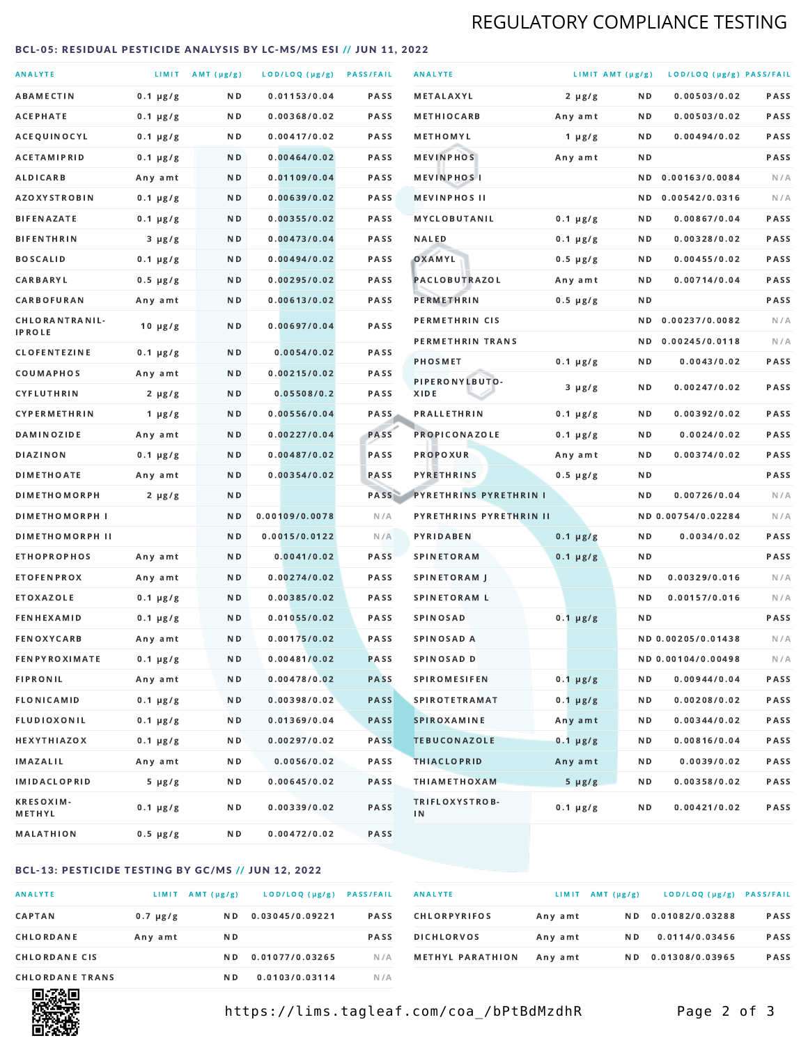## REGULATORY COMPLIANCE TESTING

### BCL-05: RESIDUAL PESTICIDE ANALYSIS BY LC-MS/MS ESI // JUN 11, 2022

| ANALYTE | LIMIT | AMT (µg/g) | LOD/LOQ (µg/g) | PASS/FAIL |
|---|---|---|---|---|
| ABAMECTIN | 0.1 µg/g | ND | 0.01153/0.04 | PASS |
| ACEPHATE | 0.1 µg/g | ND | 0.00368/0.02 | PASS |
| ACEQUINOCYL | 0.1 µg/g | ND | 0.00417/0.02 | PASS |
| ACETAMIPRID | 0.1 µg/g | ND | 0.00464/0.02 | PASS |
| ALDICARB | Any amt | ND | 0.01109/0.04 | PASS |
| AZOXYSTROBIN | 0.1 µg/g | ND | 0.00639/0.02 | PASS |
| BIFENAZATE | 0.1 µg/g | ND | 0.00355/0.02 | PASS |
| BIFENTHRIN | 3 µg/g | ND | 0.00473/0.04 | PASS |
| BOSCALID | 0.1 µg/g | ND | 0.00494/0.02 | PASS |
| CARBARYL | 0.5 µg/g | ND | 0.00295/0.02 | PASS |
| CARBOFURAN | Any amt | ND | 0.00613/0.02 | PASS |
| CHLORANTRANIL-IPROLE | 10 µg/g | ND | 0.00697/0.04 | PASS |
| CLOFENTEZINE | 0.1 µg/g | ND | 0.0054/0.02 | PASS |
| COUMAPHOS | Any amt | ND | 0.00215/0.02 | PASS |
| CYFLUTHRIN | 2 µg/g | ND | 0.05508/0.2 | PASS |
| CYPERMETHRIN | 1 µg/g | ND | 0.00556/0.04 | PASS |
| DAMINOZIDE | Any amt | ND | 0.00227/0.04 | PASS |
| DIAZINON | 0.1 µg/g | ND | 0.00487/0.02 | PASS |
| DIMETHOATE | Any amt | ND | 0.00354/0.02 | PASS |
| DIMETHOMORPH | 2 µg/g | ND | | PASS |
| DIMETHOMORPH I | | ND | 0.00109/0.0078 | N/A |
| DIMETHOMORPH II | | ND | 0.0015/0.0122 | N/A |
| ETHOPROPHOS | Any amt | ND | 0.0041/0.02 | PASS |
| ETOFENPROX | Any amt | ND | 0.00274/0.02 | PASS |
| ETOXAZOLE | 0.1 µg/g | ND | 0.00385/0.02 | PASS |
| FENHEXAMID | 0.1 µg/g | ND | 0.01055/0.02 | PASS |
| FENOXYCARB | Any amt | ND | 0.00175/0.02 | PASS |
| FENPYROXIMATE | 0.1 µg/g | ND | 0.00481/0.02 | PASS |
| FIPRONIL | Any amt | ND | 0.00478/0.02 | PASS |
| FLONICAMID | 0.1 µg/g | ND | 0.00398/0.02 | PASS |
| FLUDIOXONIL | 0.1 µg/g | ND | 0.01369/0.04 | PASS |
| HEXYTHIAZOX | 0.1 µg/g | ND | 0.00297/0.02 | PASS |
| IMAZALIL | Any amt | ND | 0.0056/0.02 | PASS |
| IMIDACLOPRID | 5 µg/g | ND | 0.00645/0.02 | PASS |
| KRESOXIM-METHYL | 0.1 µg/g | ND | 0.00339/0.02 | PASS |
| MALATHION | 0.5 µg/g | ND | 0.00472/0.02 | PASS |
| METALAXYL | 2 µg/g | ND | 0.00503/0.02 | PASS |
| METHIOCARB | Any amt | ND | 0.00503/0.02 | PASS |
| METHOMYL | 1 µg/g | ND | 0.00494/0.02 | PASS |
| MEVINPHOS | Any amt | ND | | PASS |
| MEVINPHOS I | | ND | 0.00163/0.0084 | N/A |
| MEVINPHOS II | | ND | 0.00542/0.0316 | N/A |
| MYCLOBUTANIL | 0.1 µg/g | ND | 0.00867/0.04 | PASS |
| NALED | 0.1 µg/g | ND | 0.00328/0.02 | PASS |
| OXAMYL | 0.5 µg/g | ND | 0.00455/0.02 | PASS |
| PACLOBUTRAZOL | Any amt | ND | 0.00714/0.04 | PASS |
| PERMETHRIN | 0.5 µg/g | ND | | PASS |
| PERMETHRIN CIS | | ND | 0.00237/0.0082 | N/A |
| PERMETHRIN TRANS | | ND | 0.00245/0.0118 | N/A |
| PHOSMET | 0.1 µg/g | ND | 0.0043/0.02 | PASS |
| PIPERONYLBUTO-XIDE | 3 µg/g | ND | 0.00247/0.02 | PASS |
| PRALLETHRIN | 0.1 µg/g | ND | 0.00392/0.02 | PASS |
| PROPICONAZOLE | 0.1 µg/g | ND | 0.0024/0.02 | PASS |
| PROPOXUR | Any amt | ND | 0.00374/0.02 | PASS |
| PYRETHRINS | 0.5 µg/g | ND | | PASS |
| PYRETHRINS PYRETHRIN I | | ND | 0.00726/0.04 | N/A |
| PYRETHRINS PYRETHRIN II | | ND | 0.00754/0.02284 | N/A |
| PYRIDABEN | 0.1 µg/g | ND | 0.0034/0.02 | PASS |
| SPINETORAM | 0.1 µg/g | ND | | PASS |
| SPINETORAM J | | ND | 0.00329/0.016 | N/A |
| SPINETORAM L | | ND | 0.00157/0.016 | N/A |
| SPINOSAD | 0.1 µg/g | ND | | PASS |
| SPINOSAD A | | ND | 0.00205/0.01438 | N/A |
| SPINOSAD D | | ND | 0.00104/0.00498 | N/A |
| SPIROMESIFEN | 0.1 µg/g | ND | 0.00944/0.04 | PASS |
| SPIROTETRAMAT | 0.1 µg/g | ND | 0.00208/0.02 | PASS |
| SPIROXAMINE | Any amt | ND | 0.00344/0.02 | PASS |
| TEBUCONAZOLE | 0.1 µg/g | ND | 0.00816/0.04 | PASS |
| THIACLOPRID | Any amt | ND | 0.0039/0.02 | PASS |
| THIAMETHOXAM | 5 µg/g | ND | 0.00358/0.02 | PASS |
| TRIFLOXYSTROB-IN | 0.1 µg/g | ND | 0.00421/0.02 | PASS |

### BCL-13: PESTICIDE TESTING BY GC/MS // JUN 12, 2022

| ANALYTE | LIMIT | AMT (µg/g) | LOD/LOQ (µg/g) | PASS/FAIL |
|---|---|---|---|---|
| CAPTAN | 0.7 µg/g | ND | 0.03045/0.09221 | PASS |
| CHLORDANE | Any amt | ND | | PASS |
| CHLORDANE CIS | | ND | 0.01077/0.03265 | N/A |
| CHLORDANE TRANS | | ND | 0.0103/0.03114 | N/A |
| CHLORPYRIFOS | Any amt | ND | 0.01082/0.03288 | PASS |
| DICHLORVOS | Any amt | ND | 0.0114/0.03456 | PASS |
| METHYL PARATHION | Any amt | ND | 0.01308/0.03965 | PASS |

https://lims.tagleaf.com/coa_/bPtBdMzdhR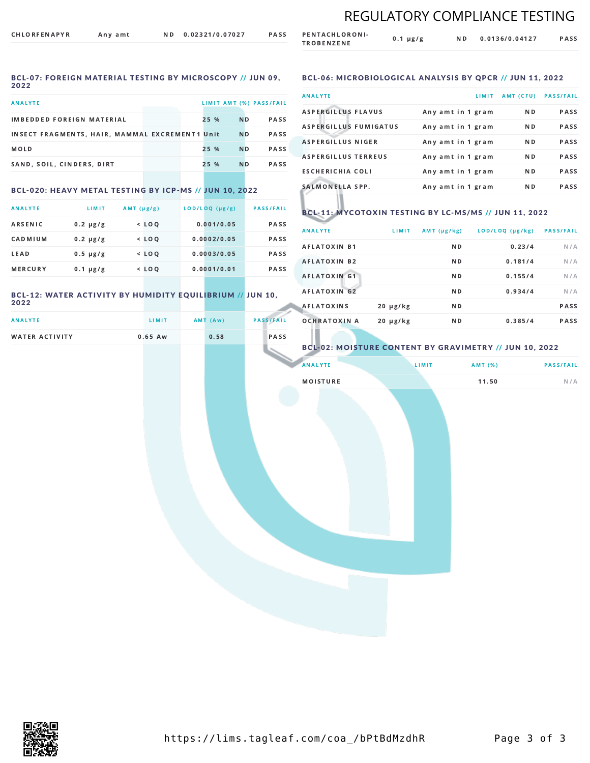# REGULATORY COMPLIANCE TESTING

| | | | | |
|---|---|---|---|---|
| CHLORFENAPYR | Any amt | ND | 0.02321/0.07027 | PASS |
| PENTACHLORONITROBENZENE | 0.1 µg/g | ND | 0.0136/0.04127 | PASS |

## BCL-07: FOREIGN MATERIAL TESTING BY MICROSCOPY // JUN 09, 2022

| ANALYTE | LIMIT | AMT (%) | PASS/FAIL |
|---|---|---|---|
| IMBEDDED FOREIGN MATERIAL | 25 % | ND | PASS |
| INSECT FRAGMENTS, HAIR, MAMMAL EXCREMENT | 1 Unit | ND | PASS |
| MOLD | 25 % | ND | PASS |
| SAND, SOIL, CINDERS, DIRT | 25 % | ND | PASS |

## BCL-020: HEAVY METAL TESTING BY ICP-MS // JUN 10, 2022

| ANALYTE | LIMIT | AMT (µg/g) | LOD/LOQ (µg/g) | PASS/FAIL |
|---|---|---|---|---|
| ARSENIC | 0.2 µg/g | < LOQ | 0.001/0.05 | PASS |
| CADMIUM | 0.2 µg/g | < LOQ | 0.0002/0.05 | PASS |
| LEAD | 0.5 µg/g | < LOQ | 0.0003/0.05 | PASS |
| MERCURY | 0.1 µg/g | < LOQ | 0.0001/0.01 | PASS |

## BCL-12: WATER ACTIVITY BY HUMIDITY EQUILIBRIUM // JUN 10, 2022

| ANALYTE | LIMIT | AMT (Aw) | PASS/FAIL |
|---|---|---|---|
| WATER ACTIVITY | 0.65 Aw | 0.58 | PASS |

## BCL-06: MICROBIOLOGICAL ANALYSIS BY QPCR // JUN 11, 2022

| ANALYTE | LIMIT | AMT (CFU) | PASS/FAIL |
|---|---|---|---|
| ASPERGILLUS FLAVUS | Any amt in 1 gram | ND | PASS |
| ASPERGILLUS FUMIGATUS | Any amt in 1 gram | ND | PASS |
| ASPERGILLUS NIGER | Any amt in 1 gram | ND | PASS |
| ASPERGILLUS TERREUS | Any amt in 1 gram | ND | PASS |
| ESCHERICHIA COLI | Any amt in 1 gram | ND | PASS |
| SALMONELLA SPP. | Any amt in 1 gram | ND | PASS |

## BCL-11: MYCOTOXIN TESTING BY LC-MS/MS // JUN 11, 2022

| ANALYTE | LIMIT | AMT (µg/kg) | LOD/LOQ (µg/kg) | PASS/FAIL |
|---|---|---|---|---|
| AFLATOXIN B1 | | ND | 0.23/4 | N/A |
| AFLATOXIN B2 | | ND | 0.181/4 | N/A |
| AFLATOXIN G1 | | ND | 0.155/4 | N/A |
| AFLATOXIN G2 | | ND | 0.934/4 | N/A |
| AFLATOXINS | 20 µg/kg | ND | | PASS |
| OCHRATOXIN A | 20 µg/kg | ND | 0.385/4 | PASS |

## BCL-02: MOISTURE CONTENT BY GRAVIMETRY // JUN 10, 2022

| ANALYTE | LIMIT | AMT (%) | PASS/FAIL |
|---|---|---|---|
| MOISTURE | | 11.50 | N/A |

https://lims.tagleaf.com/coa_/bPtBdMzdhR